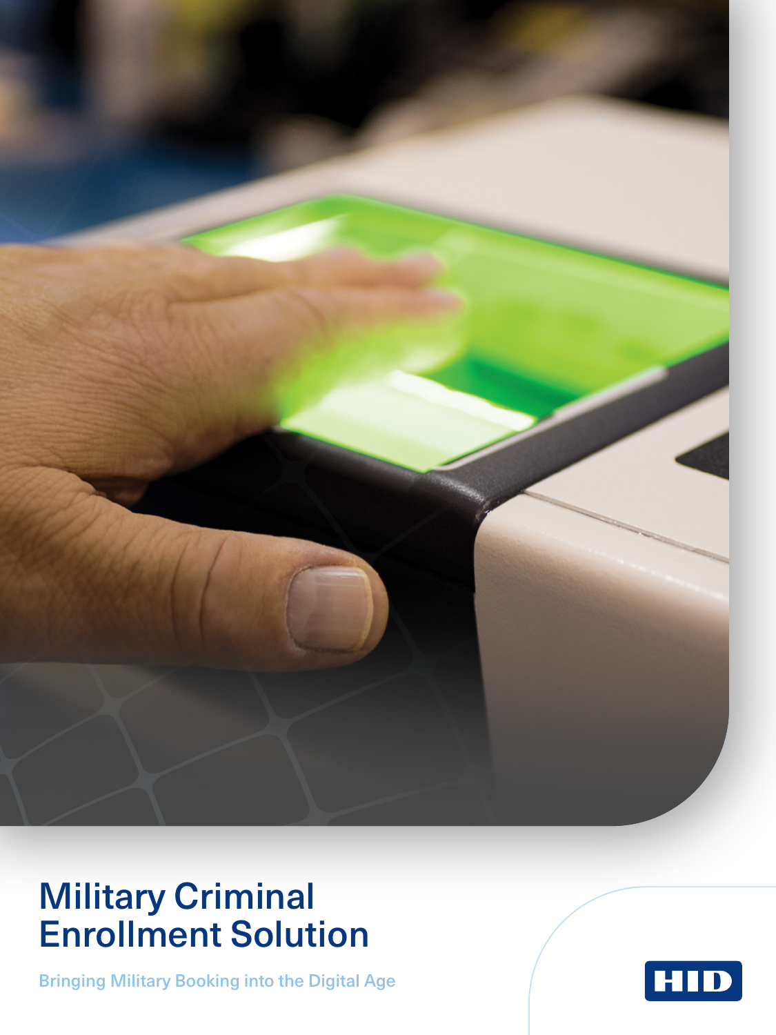# Military Criminal Enrollment Solution

Bringing Military Booking into the Digital Age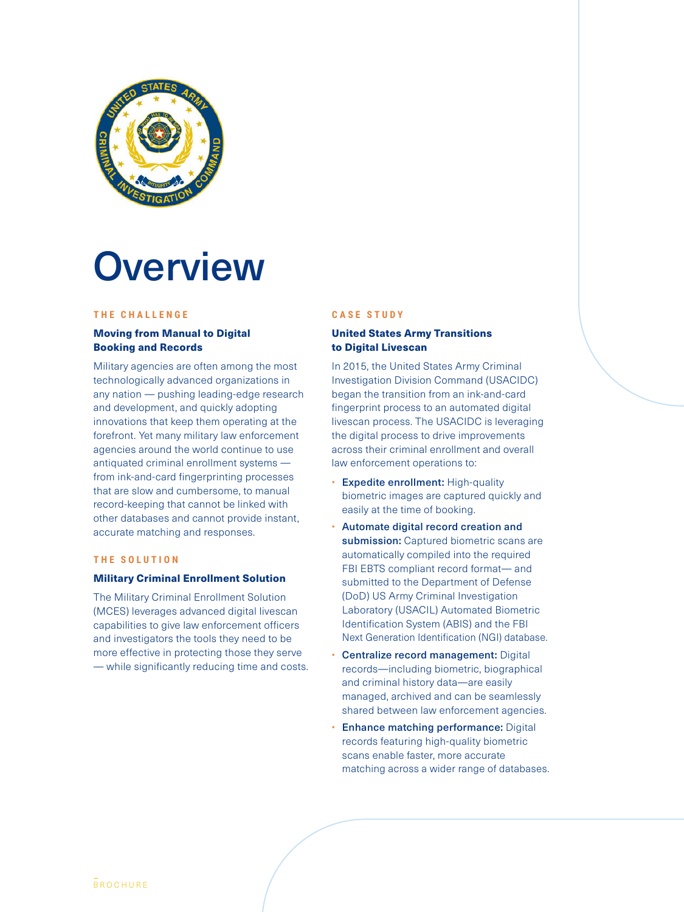# Overview

## THE CHALLENGE

### Moving from Manual to Digital Booking and Records

Military agencies are often among the most technologically advanced organizations in any nation — pushing leading-edge research and development, and quickly adopting innovations that keep them operating at the forefront. Yet many military law enforcement agencies around the world continue to use antiquated criminal enrollment systems — from ink-and-card fingerprinting processes that are slow and cumbersome, to manual record-keeping that cannot be linked with other databases and cannot provide instant, accurate matching and responses.

## THE SOLUTION

### Military Criminal Enrollment Solution

The Military Criminal Enrollment Solution (MCES) leverages advanced digital livescan capabilities to give law enforcement officers and investigators the tools they need to be more effective in protecting those they serve — while significantly reducing time and costs.

## CASE STUDY

### United States Army Transitions to Digital Livescan

In 2015, the United States Army Criminal Investigation Division Command (USACIDC) began the transition from an ink-and-card fingerprint process to an automated digital livescan process. The USACIDC is leveraging the digital process to drive improvements across their criminal enrollment and overall law enforcement operations to:

- **Expedite enrollment:** High-quality biometric images are captured quickly and easily at the time of booking.
- **Automate digital record creation and submission:** Captured biometric scans are automatically compiled into the required FBI EBTS compliant record format— and submitted to the Department of Defense (DoD) US Army Criminal Investigation Laboratory (USACIL) Automated Biometric Identification System (ABIS) and the FBI Next Generation Identification (NGI) database.
- **Centralize record management:** Digital records—including biometric, biographical and criminal history data—are easily managed, archived and can be seamlessly shared between law enforcement agencies.
- **Enhance matching performance:** Digital records featuring high-quality biometric scans enable faster, more accurate matching across a wider range of databases.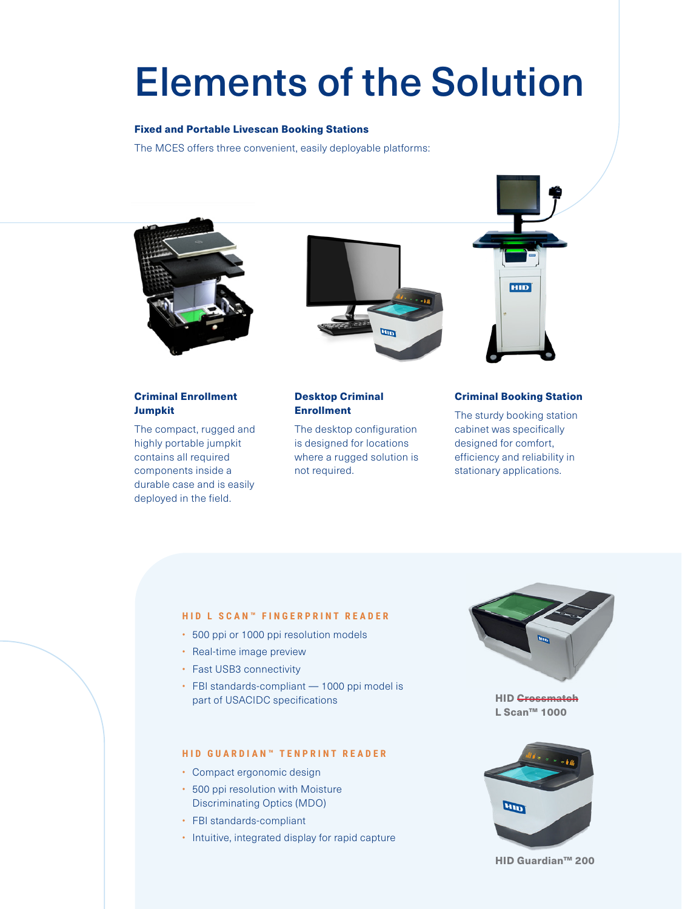# Elements of the Solution

**Fixed and Portable Livescan Booking Stations**

The MCES offers three convenient, easily deployable platforms:

### Criminal Enrollment Jumpkit

The compact, rugged and highly portable jumpkit contains all required components inside a durable case and is easily deployed in the field.

### Desktop Criminal Enrollment

The desktop configuration is designed for locations where a rugged solution is not required.

### Criminal Booking Station

The sturdy booking station cabinet was specifically designed for comfort, efficiency and reliability in stationary applications.

## HID L SCAN™ FINGERPRINT READER

- 500 ppi or 1000 ppi resolution models
- Real-time image preview
- Fast USB3 connectivity
- FBI standards-compliant — 1000 ppi model is part of USACIDC specifications

HID ~~Crossmatch~~ L Scan™ 1000

## HID GUARDIAN™ TENPRINT READER

- Compact ergonomic design
- 500 ppi resolution with Moisture Discriminating Optics (MDO)
- FBI standards-compliant
- Intuitive, integrated display for rapid capture

HID Guardian™ 200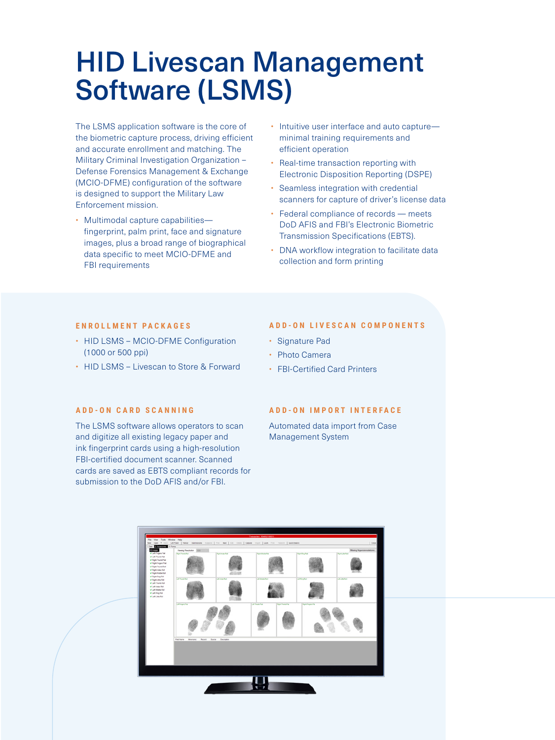# HID Livescan Management Software (LSMS)

The LSMS application software is the core of the biometric capture process, driving efficient and accurate enrollment and matching. The Military Criminal Investigation Organization – Defense Forensics Management & Exchange (MCIO-DFME) configuration of the software is designed to support the Military Law Enforcement mission.

- Multimodal capture capabilities—fingerprint, palm print, face and signature images, plus a broad range of biographical data specific to meet MCIO-DFME and FBI requirements
- Intuitive user interface and auto capture—minimal training requirements and efficient operation
- Real-time transaction reporting with Electronic Disposition Reporting (DSPE)
- Seamless integration with credential scanners for capture of driver's license data
- Federal compliance of records — meets DoD AFIS and FBI's Electronic Biometric Transmission Specifications (EBTS).
- DNA workflow integration to facilitate data collection and form printing

## ENROLLMENT PACKAGES

- HID LSMS – MCIO-DFME Configuration (1000 or 500 ppi)
- HID LSMS – Livescan to Store & Forward

## ADD-ON LIVESCAN COMPONENTS

- Signature Pad
- Photo Camera
- FBI-Certified Card Printers

## ADD-ON CARD SCANNING

The LSMS software allows operators to scan and digitize all existing legacy paper and ink fingerprint cards using a high-resolution FBI-certified document scanner. Scanned cards are saved as EBTS compliant records for submission to the DoD AFIS and/or FBI.

## ADD-ON IMPORT INTERFACE

Automated data import from Case Management System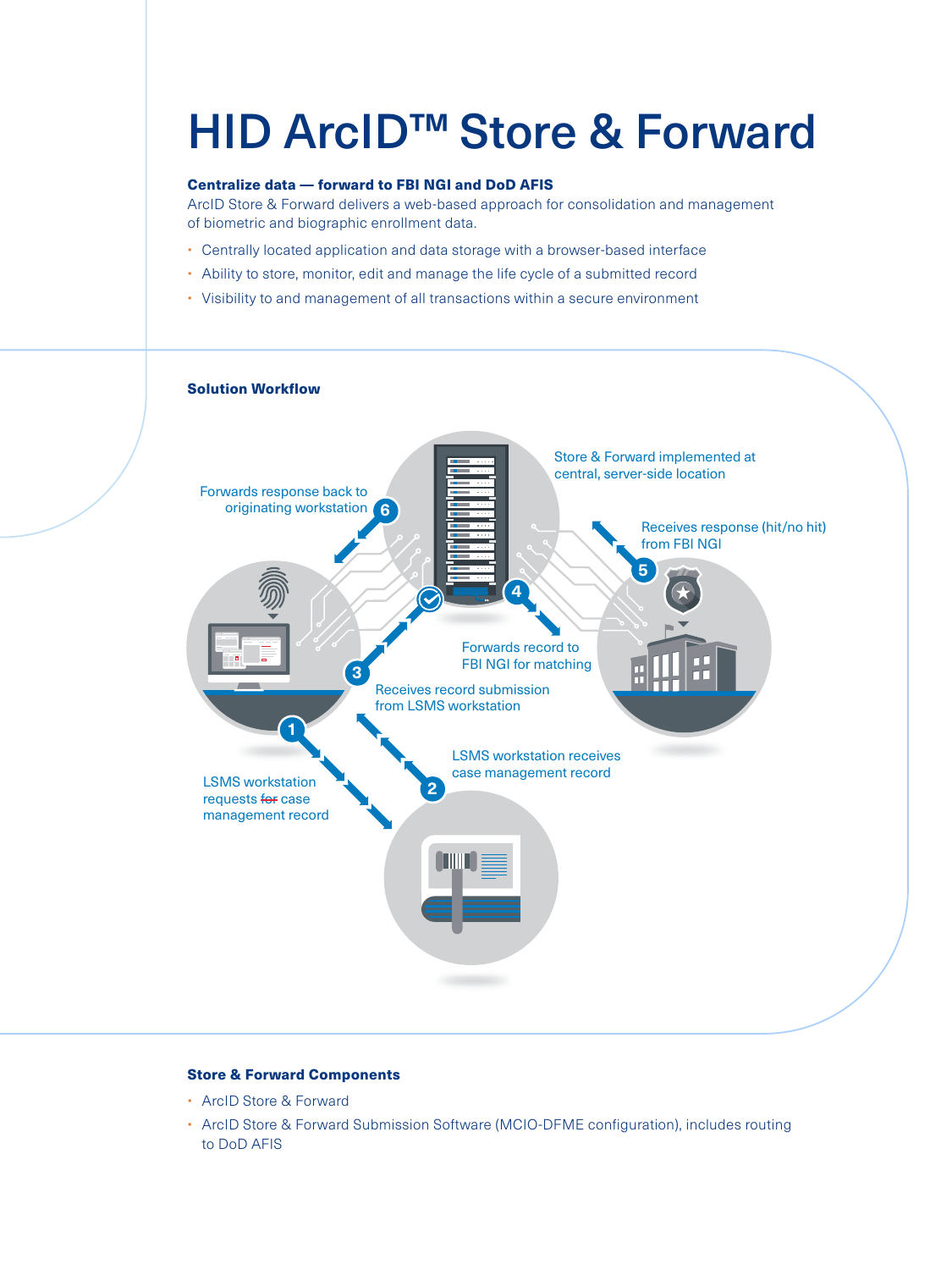# HID ArcID™ Store & Forward

**Centralize data — forward to FBI NGI and DoD AFIS**

ArcID Store & Forward delivers a web-based approach for consolidation and management of biometric and biographic enrollment data.

- Centrally located application and data storage with a browser-based interface
- Ability to store, monitor, edit and manage the life cycle of a submitted record
- Visibility to and management of all transactions within a secure environment

**Solution Workflow**

Store & Forward implemented at central, server-side location

1. LSMS workstation requests ~~for~~ case management record
2. LSMS workstation receives case management record
3. Receives record submission from LSMS workstation
4. Forwards record to FBI NGI for matching
5. Receives response (hit/no hit) from FBI NGI
6. Forwards response back to originating workstation

**Store & Forward Components**

- ArcID Store & Forward
- ArcID Store & Forward Submission Software (MCIO-DFME configuration), includes routing to DoD AFIS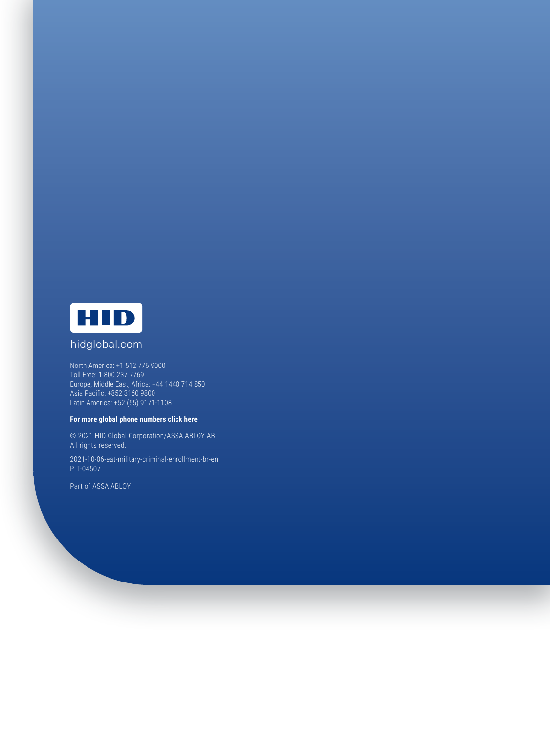HID

hidglobal.com

North America: +1 512 776 9000
Toll Free: 1 800 237 7769
Europe, Middle East, Africa: +44 1440 714 850
Asia Pacific: +852 3160 9800
Latin America: +52 (55) 9171-1108

**For more global phone numbers click here**

© 2021 HID Global Corporation/ASSA ABLOY AB.
All rights reserved.

2021-10-06-eat-military-criminal-enrollment-br-en
PLT-04507

Part of ASSA ABLOY